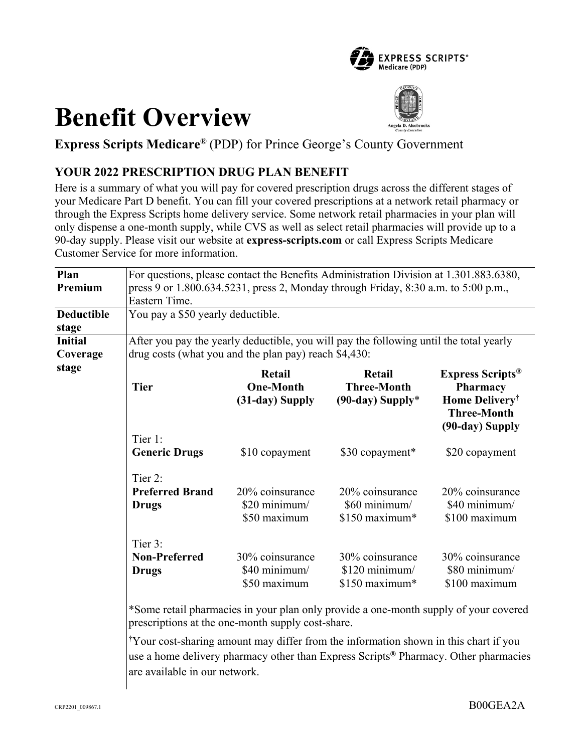# Benefit Overview

**Express Scripts Medicare**® (PDP) for Prince George's County Government

## YOUR 2022 PRESCRIPTION DRUG PLAN BENEFIT

Here is a summary of what you will pay for covered prescription drugs across the different stages of your Medicare Part D benefit. You can fill your covered prescriptions at a network retail pharmacy or through the Express Scripts home delivery service. Some network retail pharmacies in your plan will only dispense a one-month supply, while CVS as well as select retail pharmacies will provide up to a 90-day supply. Please visit our website at **express-scripts.com** or call Express Scripts Medicare Customer Service for more information.

| | |
|---|---|
| **Plan Premium** | For questions, please contact the Benefits Administration Division at 1.301.883.6380, press 9 or 1.800.634.5231, press 2, Monday through Friday, 8:30 a.m. to 5:00 p.m., Eastern Time. |
| **Deductible stage** | You pay a $50 yearly deductible. |
| **Initial Coverage stage** | After you pay the yearly deductible, you will pay the following until the total yearly drug costs (what you and the plan pay) reach $4,430: |

| Tier | Retail One-Month (31-day) Supply | Retail Three-Month (90-day) Supply* | Express Scripts® Pharmacy Home Delivery† Three-Month (90-day) Supply |
|---|---|---|---|
| Tier 1: **Generic Drugs** | $10 copayment | $30 copayment* | $20 copayment |
| Tier 2: **Preferred Brand Drugs** | 20% coinsurance $20 minimum/ $50 maximum | 20% coinsurance $60 minimum/ $150 maximum* | 20% coinsurance $40 minimum/ $100 maximum |
| Tier 3: **Non-Preferred Drugs** | 30% coinsurance $40 minimum/ $50 maximum | 30% coinsurance $120 minimum/ $150 maximum* | 30% coinsurance $80 minimum/ $100 maximum |

*Some retail pharmacies in your plan only provide a one-month supply of your covered prescriptions at the one-month supply cost-share.

†Your cost-sharing amount may differ from the information shown in this chart if you use a home delivery pharmacy other than Express Scripts® Pharmacy. Other pharmacies are available in our network.

CRP2201_009867.1 B00GEA2A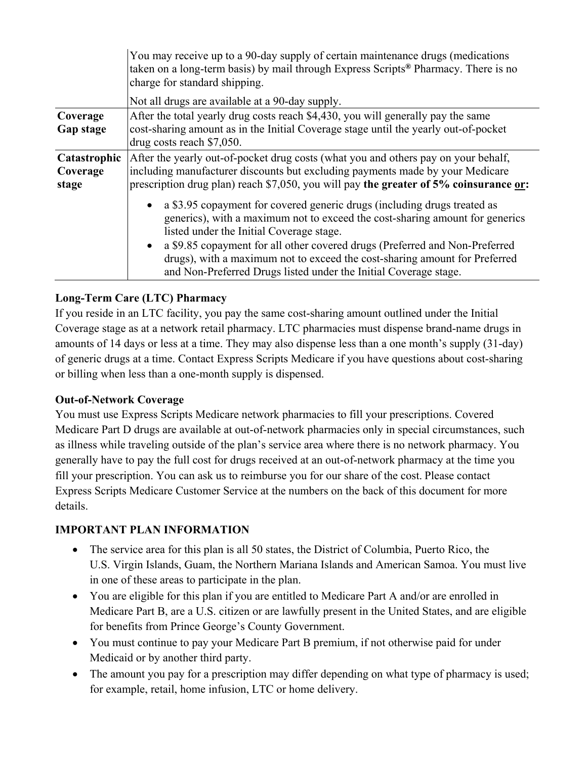| | |
|---|---|
| | You may receive up to a 90-day supply of certain maintenance drugs (medications taken on a long-term basis) by mail through Express Scripts® Pharmacy. There is no charge for standard shipping.<br><br>Not all drugs are available at a 90-day supply. |
| **Coverage Gap stage** | After the total yearly drug costs reach $4,430, you will generally pay the same cost-sharing amount as in the Initial Coverage stage until the yearly out-of-pocket drug costs reach $7,050. |
| **Catastrophic Coverage stage** | After the yearly out-of-pocket drug costs (what you and others pay on your behalf, including manufacturer discounts but excluding payments made by your Medicare prescription drug plan) reach $7,050, you will pay **the greater of 5% coinsurance or:**<br><br>• a $3.95 copayment for covered generic drugs (including drugs treated as generics), with a maximum not to exceed the cost-sharing amount for generics listed under the Initial Coverage stage.<br>• a $9.85 copayment for all other covered drugs (Preferred and Non-Preferred drugs), with a maximum not to exceed the cost-sharing amount for Preferred and Non-Preferred Drugs listed under the Initial Coverage stage. |

**Long-Term Care (LTC) Pharmacy**

If you reside in an LTC facility, you pay the same cost-sharing amount outlined under the Initial Coverage stage as at a network retail pharmacy. LTC pharmacies must dispense brand-name drugs in amounts of 14 days or less at a time. They may also dispense less than a one month's supply (31-day) of generic drugs at a time. Contact Express Scripts Medicare if you have questions about cost-sharing or billing when less than a one-month supply is dispensed.

**Out-of-Network Coverage**

You must use Express Scripts Medicare network pharmacies to fill your prescriptions. Covered Medicare Part D drugs are available at out-of-network pharmacies only in special circumstances, such as illness while traveling outside of the plan's service area where there is no network pharmacy. You generally have to pay the full cost for drugs received at an out-of-network pharmacy at the time you fill your prescription. You can ask us to reimburse you for our share of the cost. Please contact Express Scripts Medicare Customer Service at the numbers on the back of this document for more details.

**IMPORTANT PLAN INFORMATION**

- The service area for this plan is all 50 states, the District of Columbia, Puerto Rico, the U.S. Virgin Islands, Guam, the Northern Mariana Islands and American Samoa. You must live in one of these areas to participate in the plan.
- You are eligible for this plan if you are entitled to Medicare Part A and/or are enrolled in Medicare Part B, are a U.S. citizen or are lawfully present in the United States, and are eligible for benefits from Prince George's County Government.
- You must continue to pay your Medicare Part B premium, if not otherwise paid for under Medicaid or by another third party.
- The amount you pay for a prescription may differ depending on what type of pharmacy is used; for example, retail, home infusion, LTC or home delivery.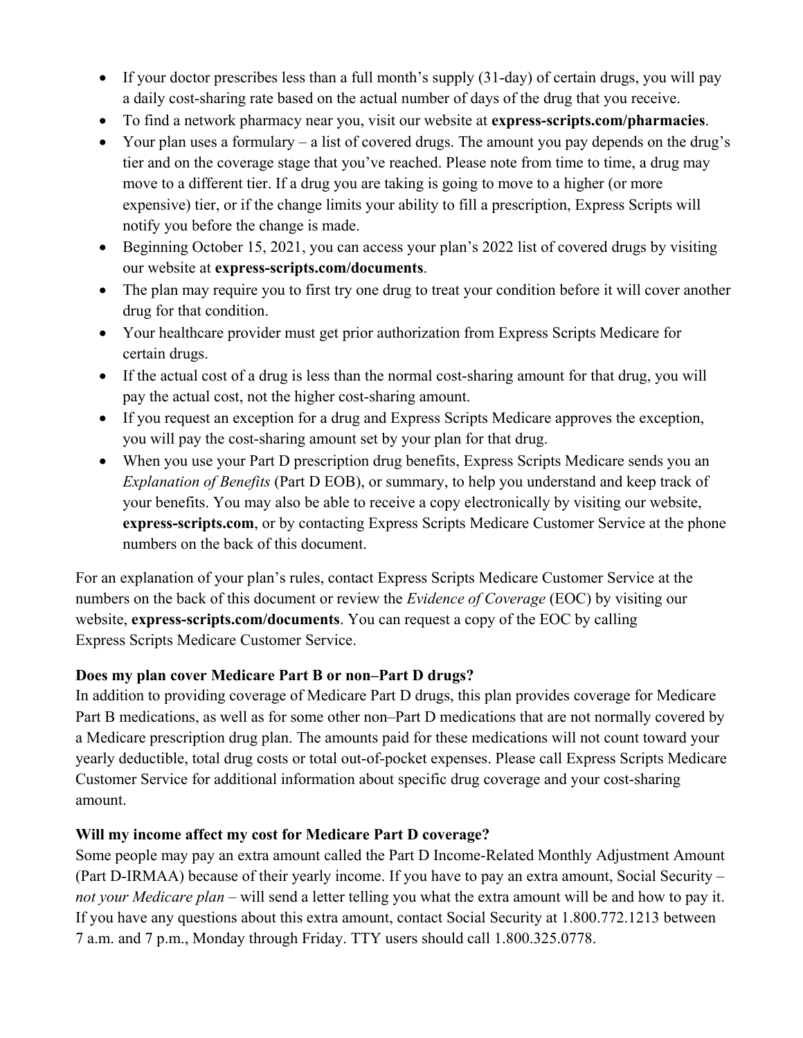- If your doctor prescribes less than a full month's supply (31-day) of certain drugs, you will pay a daily cost-sharing rate based on the actual number of days of the drug that you receive.
- To find a network pharmacy near you, visit our website at **express-scripts.com/pharmacies**.
- Your plan uses a formulary – a list of covered drugs. The amount you pay depends on the drug's tier and on the coverage stage that you've reached. Please note from time to time, a drug may move to a different tier. If a drug you are taking is going to move to a higher (or more expensive) tier, or if the change limits your ability to fill a prescription, Express Scripts will notify you before the change is made.
- Beginning October 15, 2021, you can access your plan's 2022 list of covered drugs by visiting our website at **express-scripts.com/documents**.
- The plan may require you to first try one drug to treat your condition before it will cover another drug for that condition.
- Your healthcare provider must get prior authorization from Express Scripts Medicare for certain drugs.
- If the actual cost of a drug is less than the normal cost-sharing amount for that drug, you will pay the actual cost, not the higher cost-sharing amount.
- If you request an exception for a drug and Express Scripts Medicare approves the exception, you will pay the cost-sharing amount set by your plan for that drug.
- When you use your Part D prescription drug benefits, Express Scripts Medicare sends you an *Explanation of Benefits* (Part D EOB), or summary, to help you understand and keep track of your benefits. You may also be able to receive a copy electronically by visiting our website, **express-scripts.com**, or by contacting Express Scripts Medicare Customer Service at the phone numbers on the back of this document.

For an explanation of your plan's rules, contact Express Scripts Medicare Customer Service at the numbers on the back of this document or review the *Evidence of Coverage* (EOC) by visiting our website, **express-scripts.com/documents**. You can request a copy of the EOC by calling Express Scripts Medicare Customer Service.

**Does my plan cover Medicare Part B or non–Part D drugs?**

In addition to providing coverage of Medicare Part D drugs, this plan provides coverage for Medicare Part B medications, as well as for some other non–Part D medications that are not normally covered by a Medicare prescription drug plan. The amounts paid for these medications will not count toward your yearly deductible, total drug costs or total out-of-pocket expenses. Please call Express Scripts Medicare Customer Service for additional information about specific drug coverage and your cost-sharing amount.

**Will my income affect my cost for Medicare Part D coverage?**

Some people may pay an extra amount called the Part D Income-Related Monthly Adjustment Amount (Part D-IRMAA) because of their yearly income. If you have to pay an extra amount, Social Security – *not your Medicare plan* – will send a letter telling you what the extra amount will be and how to pay it. If you have any questions about this extra amount, contact Social Security at 1.800.772.1213 between 7 a.m. and 7 p.m., Monday through Friday. TTY users should call 1.800.325.0778.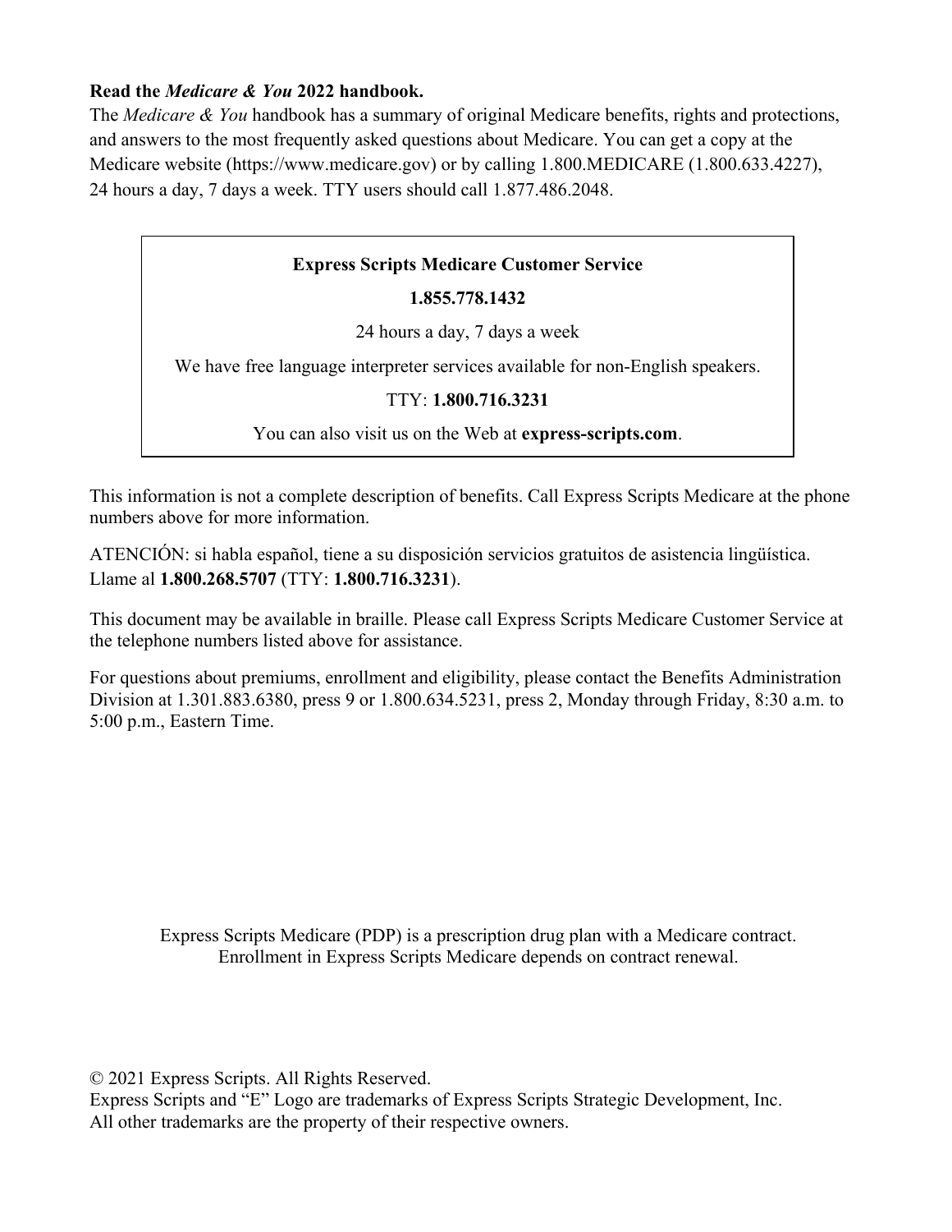**Read the *Medicare & You* 2022 handbook.**
The *Medicare & You* handbook has a summary of original Medicare benefits, rights and protections, and answers to the most frequently asked questions about Medicare. You can get a copy at the Medicare website (https://www.medicare.gov) or by calling 1.800.MEDICARE (1.800.633.4227), 24 hours a day, 7 days a week. TTY users should call 1.877.486.2048.

**Express Scripts Medicare Customer Service**

**1.855.778.1432**

24 hours a day, 7 days a week

We have free language interpreter services available for non-English speakers.

TTY: **1.800.716.3231**

You can also visit us on the Web at **express-scripts.com**.

This information is not a complete description of benefits. Call Express Scripts Medicare at the phone numbers above for more information.

ATENCIÓN: si habla español, tiene a su disposición servicios gratuitos de asistencia lingüística. Llame al **1.800.268.5707** (TTY: **1.800.716.3231**).

This document may be available in braille. Please call Express Scripts Medicare Customer Service at the telephone numbers listed above for assistance.

For questions about premiums, enrollment and eligibility, please contact the Benefits Administration Division at 1.301.883.6380, press 9 or 1.800.634.5231, press 2, Monday through Friday, 8:30 a.m. to 5:00 p.m., Eastern Time.

Express Scripts Medicare (PDP) is a prescription drug plan with a Medicare contract. Enrollment in Express Scripts Medicare depends on contract renewal.

© 2021 Express Scripts. All Rights Reserved.
Express Scripts and "E" Logo are trademarks of Express Scripts Strategic Development, Inc.
All other trademarks are the property of their respective owners.